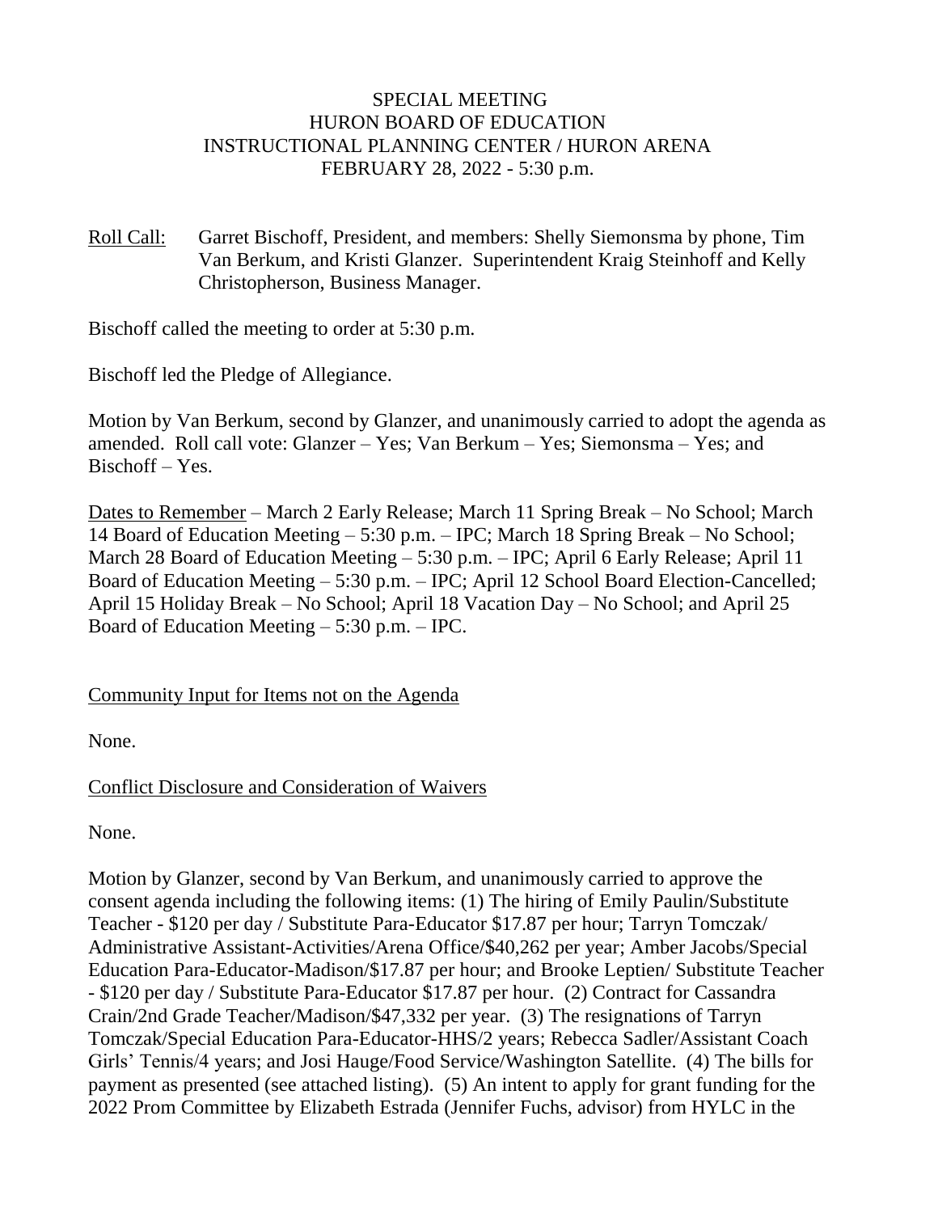SPECIAL MEETING
HURON BOARD OF EDUCATION
INSTRUCTIONAL PLANNING CENTER / HURON ARENA
FEBRUARY 28, 2022 - 5:30 p.m.

Roll Call: Garret Bischoff, President, and members: Shelly Siemonsma by phone, Tim Van Berkum, and Kristi Glanzer. Superintendent Kraig Steinhoff and Kelly Christopherson, Business Manager.

Bischoff called the meeting to order at 5:30 p.m.

Bischoff led the Pledge of Allegiance.

Motion by Van Berkum, second by Glanzer, and unanimously carried to adopt the agenda as amended. Roll call vote: Glanzer – Yes; Van Berkum – Yes; Siemonsma – Yes; and Bischoff – Yes.

Dates to Remember – March 2 Early Release; March 11 Spring Break – No School; March 14 Board of Education Meeting – 5:30 p.m. – IPC; March 18 Spring Break – No School; March 28 Board of Education Meeting – 5:30 p.m. – IPC; April 6 Early Release; April 11 Board of Education Meeting – 5:30 p.m. – IPC; April 12 School Board Election-Cancelled; April 15 Holiday Break – No School; April 18 Vacation Day – No School; and April 25 Board of Education Meeting – 5:30 p.m. – IPC.

Community Input for Items not on the Agenda

None.

Conflict Disclosure and Consideration of Waivers

None.

Motion by Glanzer, second by Van Berkum, and unanimously carried to approve the consent agenda including the following items: (1) The hiring of Emily Paulin/Substitute Teacher - $120 per day / Substitute Para-Educator $17.87 per hour; Tarryn Tomczak/ Administrative Assistant-Activities/Arena Office/$40,262 per year; Amber Jacobs/Special Education Para-Educator-Madison/$17.87 per hour; and Brooke Leptien/ Substitute Teacher - $120 per day / Substitute Para-Educator $17.87 per hour. (2) Contract for Cassandra Crain/2nd Grade Teacher/Madison/$47,332 per year. (3) The resignations of Tarryn Tomczak/Special Education Para-Educator-HHS/2 years; Rebecca Sadler/Assistant Coach Girls' Tennis/4 years; and Josi Hauge/Food Service/Washington Satellite. (4) The bills for payment as presented (see attached listing). (5) An intent to apply for grant funding for the 2022 Prom Committee by Elizabeth Estrada (Jennifer Fuchs, advisor) from HYLC in the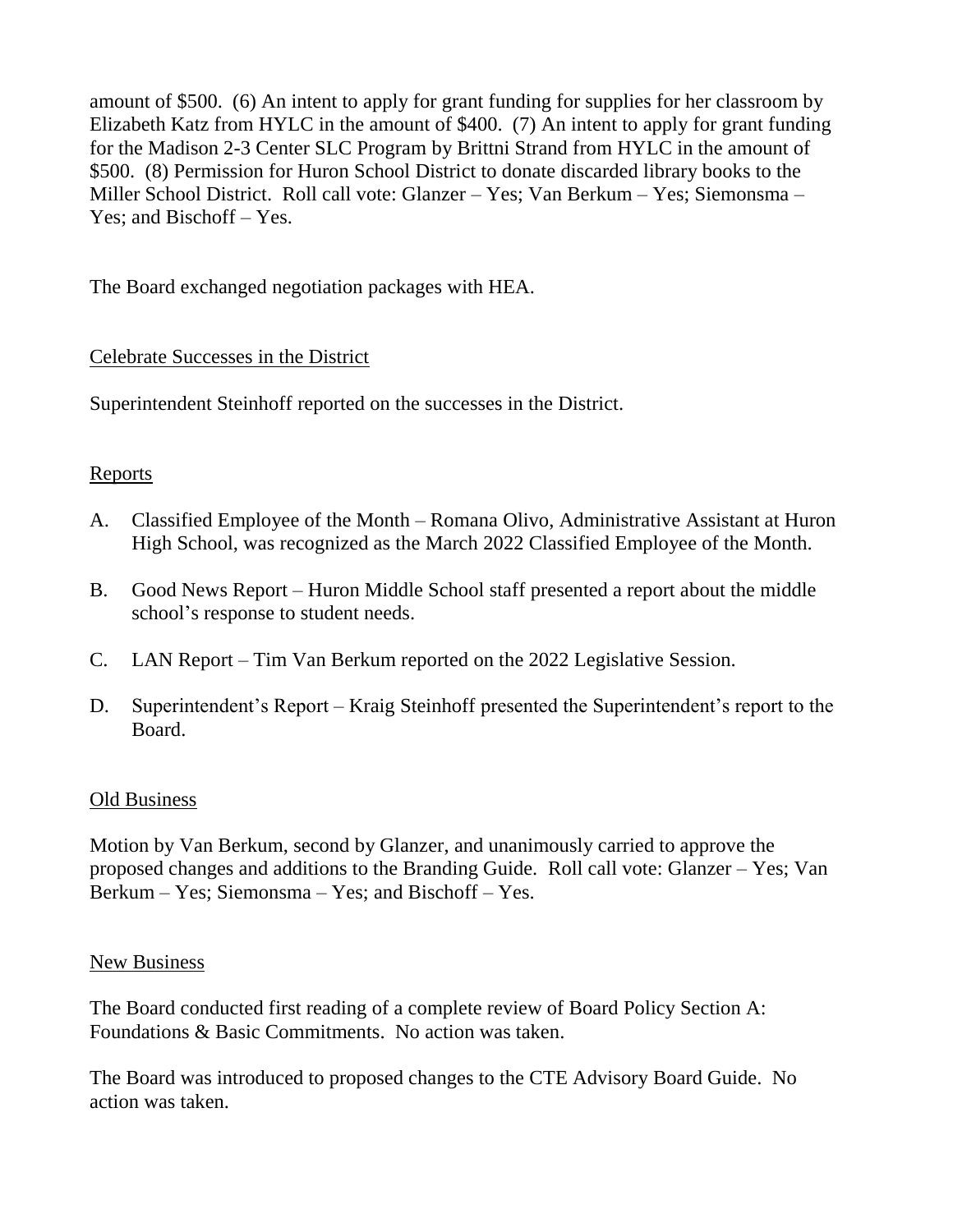amount of $500. (6) An intent to apply for grant funding for supplies for her classroom by Elizabeth Katz from HYLC in the amount of $400. (7) An intent to apply for grant funding for the Madison 2-3 Center SLC Program by Brittni Strand from HYLC in the amount of $500. (8) Permission for Huron School District to donate discarded library books to the Miller School District. Roll call vote: Glanzer – Yes; Van Berkum – Yes; Siemonsma – Yes; and Bischoff – Yes.

The Board exchanged negotiation packages with HEA.

Celebrate Successes in the District

Superintendent Steinhoff reported on the successes in the District.

Reports

A. Classified Employee of the Month – Romana Olivo, Administrative Assistant at Huron High School, was recognized as the March 2022 Classified Employee of the Month.

B. Good News Report – Huron Middle School staff presented a report about the middle school's response to student needs.

C. LAN Report – Tim Van Berkum reported on the 2022 Legislative Session.

D. Superintendent's Report – Kraig Steinhoff presented the Superintendent's report to the Board.

Old Business

Motion by Van Berkum, second by Glanzer, and unanimously carried to approve the proposed changes and additions to the Branding Guide. Roll call vote: Glanzer – Yes; Van Berkum – Yes; Siemonsma – Yes; and Bischoff – Yes.

New Business

The Board conducted first reading of a complete review of Board Policy Section A: Foundations & Basic Commitments. No action was taken.

The Board was introduced to proposed changes to the CTE Advisory Board Guide. No action was taken.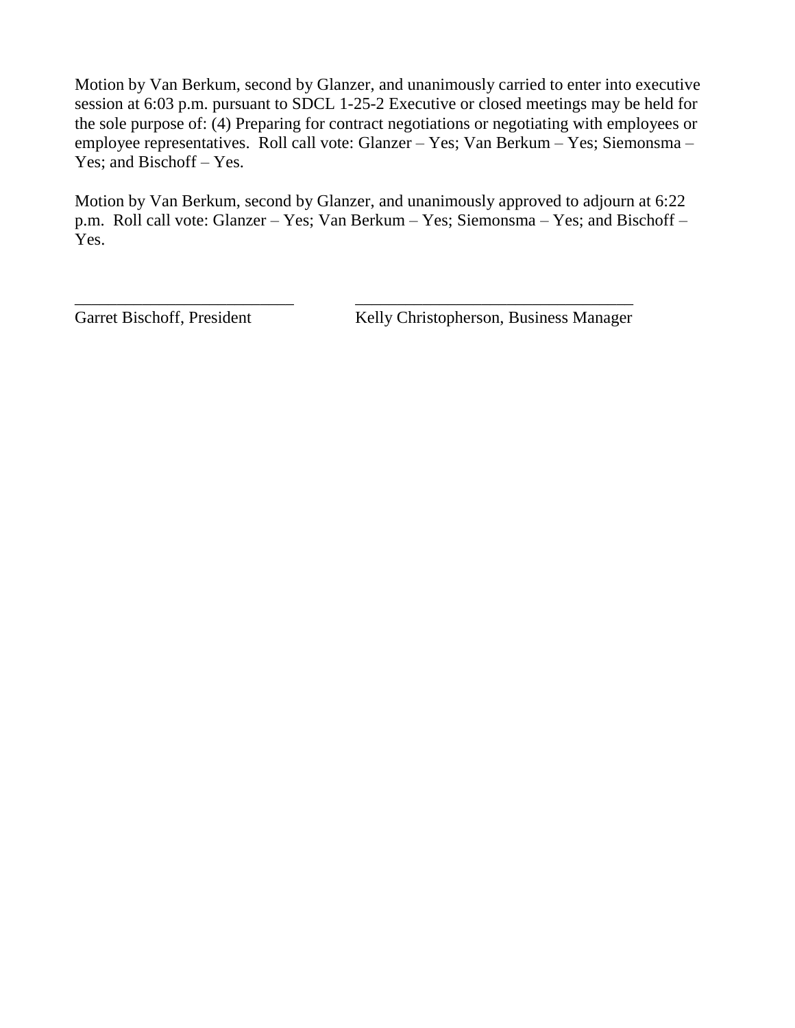Motion by Van Berkum, second by Glanzer, and unanimously carried to enter into executive session at 6:03 p.m. pursuant to SDCL 1-25-2 Executive or closed meetings may be held for the sole purpose of: (4) Preparing for contract negotiations or negotiating with employees or employee representatives. Roll call vote: Glanzer – Yes; Van Berkum – Yes; Siemonsma – Yes; and Bischoff – Yes.

Motion by Van Berkum, second by Glanzer, and unanimously approved to adjourn at 6:22 p.m. Roll call vote: Glanzer – Yes; Van Berkum – Yes; Siemonsma – Yes; and Bischoff – Yes.

___________________________ ___________________________________

Garret Bischoff, President Kelly Christopherson, Business Manager